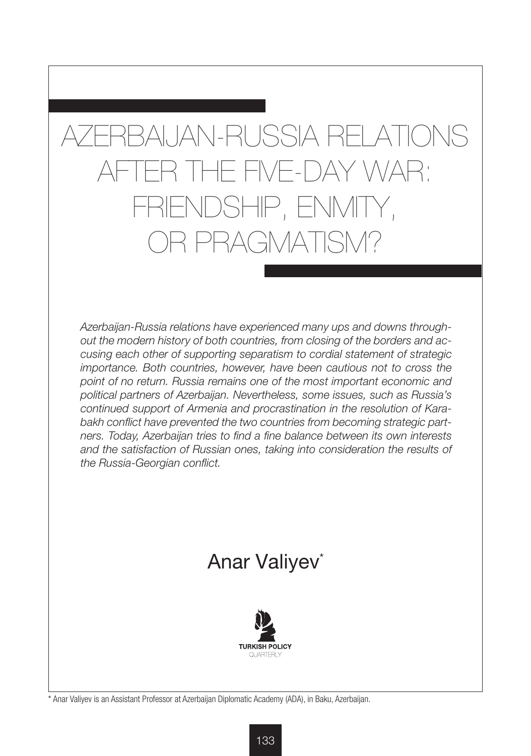# AZERBAIJAN-RUSSIA RELATIONS AFTER THE FIVE-DAY WAR: FRIENDSHIP, ENMITY, OR PRAGMATISM?

*Azerbaijan-Russia relations have experienced many ups and downs throughout the modern history of both countries, from closing of the borders and accusing each other of supporting separatism to cordial statement of strategic importance. Both countries, however, have been cautious not to cross the point of no return. Russia remains one of the most important economic and political partners of Azerbaijan. Nevertheless, some issues, such as Russia's continued support of Armenia and procrastination in the resolution of Karabakh conflict have prevented the two countries from becoming strategic partners. Today, Azerbaijan tries to find a fine balance between its own interests and the satisfaction of Russian ones, taking into consideration the results of the Russia-Georgian conflict.*

## Anar Valiyev*

\* Anar Valiyev is an Assistant Professor at Azerbaijan Diplomatic Academy (ADA), in Baku, Azerbaijan.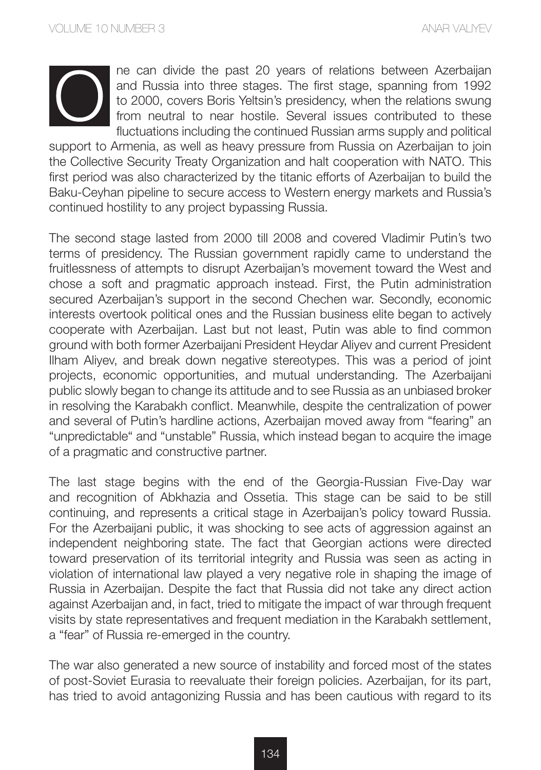One can divide the past 20 years of relations between Azerbaijan and Russia into three stages. The first stage, spanning from 1992 to 2000, covers Boris Yeltsin's presidency, when the relations swung from neutral to near hostile. Several issues contributed to these fluctuations including the continued Russian arms supply and political support to Armenia, as well as heavy pressure from Russia on Azerbaijan to join the Collective Security Treaty Organization and halt cooperation with NATO. This first period was also characterized by the titanic efforts of Azerbaijan to build the Baku-Ceyhan pipeline to secure access to Western energy markets and Russia's continued hostility to any project bypassing Russia.

The second stage lasted from 2000 till 2008 and covered Vladimir Putin's two terms of presidency. The Russian government rapidly came to understand the fruitlessness of attempts to disrupt Azerbaijan's movement toward the West and chose a soft and pragmatic approach instead. First, the Putin administration secured Azerbaijan's support in the second Chechen war. Secondly, economic interests overtook political ones and the Russian business elite began to actively cooperate with Azerbaijan. Last but not least, Putin was able to find common ground with both former Azerbaijani President Heydar Aliyev and current President Ilham Aliyev, and break down negative stereotypes. This was a period of joint projects, economic opportunities, and mutual understanding. The Azerbaijani public slowly began to change its attitude and to see Russia as an unbiased broker in resolving the Karabakh conflict. Meanwhile, despite the centralization of power and several of Putin's hardline actions, Azerbaijan moved away from "fearing" an "unpredictable" and "unstable" Russia, which instead began to acquire the image of a pragmatic and constructive partner.

The last stage begins with the end of the Georgia-Russian Five-Day war and recognition of Abkhazia and Ossetia. This stage can be said to be still continuing, and represents a critical stage in Azerbaijan's policy toward Russia. For the Azerbaijani public, it was shocking to see acts of aggression against an independent neighboring state. The fact that Georgian actions were directed toward preservation of its territorial integrity and Russia was seen as acting in violation of international law played a very negative role in shaping the image of Russia in Azerbaijan. Despite the fact that Russia did not take any direct action against Azerbaijan and, in fact, tried to mitigate the impact of war through frequent visits by state representatives and frequent mediation in the Karabakh settlement, a "fear" of Russia re-emerged in the country.

The war also generated a new source of instability and forced most of the states of post-Soviet Eurasia to reevaluate their foreign policies. Azerbaijan, for its part, has tried to avoid antagonizing Russia and has been cautious with regard to its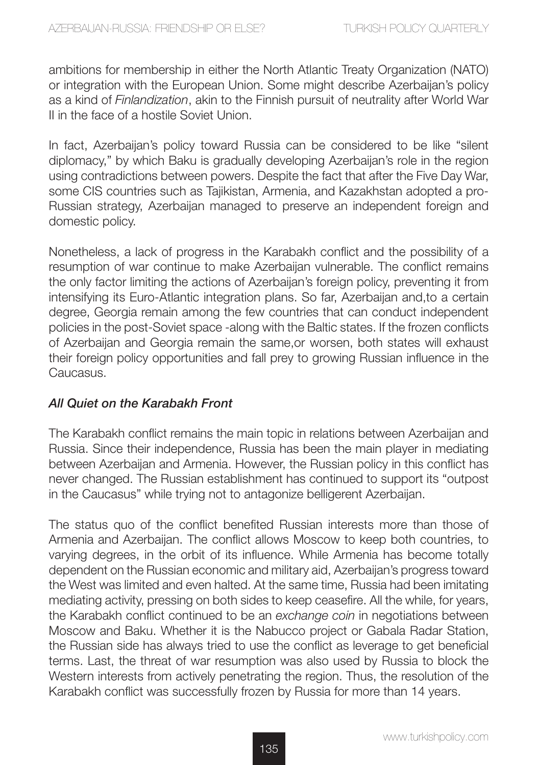ambitions for membership in either the North Atlantic Treaty Organization (NATO) or integration with the European Union. Some might describe Azerbaijan's policy as a kind of *Finlandization*, akin to the Finnish pursuit of neutrality after World War II in the face of a hostile Soviet Union.

In fact, Azerbaijan's policy toward Russia can be considered to be like "silent diplomacy," by which Baku is gradually developing Azerbaijan's role in the region using contradictions between powers. Despite the fact that after the Five Day War, some CIS countries such as Tajikistan, Armenia, and Kazakhstan adopted a pro-Russian strategy, Azerbaijan managed to preserve an independent foreign and domestic policy.

Nonetheless, a lack of progress in the Karabakh conflict and the possibility of a resumption of war continue to make Azerbaijan vulnerable. The conflict remains the only factor limiting the actions of Azerbaijan's foreign policy, preventing it from intensifying its Euro-Atlantic integration plans. So far, Azerbaijan and,to a certain degree, Georgia remain among the few countries that can conduct independent policies in the post-Soviet space -along with the Baltic states. If the frozen conflicts of Azerbaijan and Georgia remain the same,or worsen, both states will exhaust their foreign policy opportunities and fall prey to growing Russian influence in the Caucasus.

## *All Quiet on the Karabakh Front*

The Karabakh conflict remains the main topic in relations between Azerbaijan and Russia. Since their independence, Russia has been the main player in mediating between Azerbaijan and Armenia. However, the Russian policy in this conflict has never changed. The Russian establishment has continued to support its "outpost in the Caucasus" while trying not to antagonize belligerent Azerbaijan.

The status quo of the conflict benefited Russian interests more than those of Armenia and Azerbaijan. The conflict allows Moscow to keep both countries, to varying degrees, in the orbit of its influence. While Armenia has become totally dependent on the Russian economic and military aid, Azerbaijan's progress toward the West was limited and even halted. At the same time, Russia had been imitating mediating activity, pressing on both sides to keep ceasefire. All the while, for years, the Karabakh conflict continued to be an *exchange coin* in negotiations between Moscow and Baku. Whether it is the Nabucco project or Gabala Radar Station, the Russian side has always tried to use the conflict as leverage to get beneficial terms. Last, the threat of war resumption was also used by Russia to block the Western interests from actively penetrating the region. Thus, the resolution of the Karabakh conflict was successfully frozen by Russia for more than 14 years.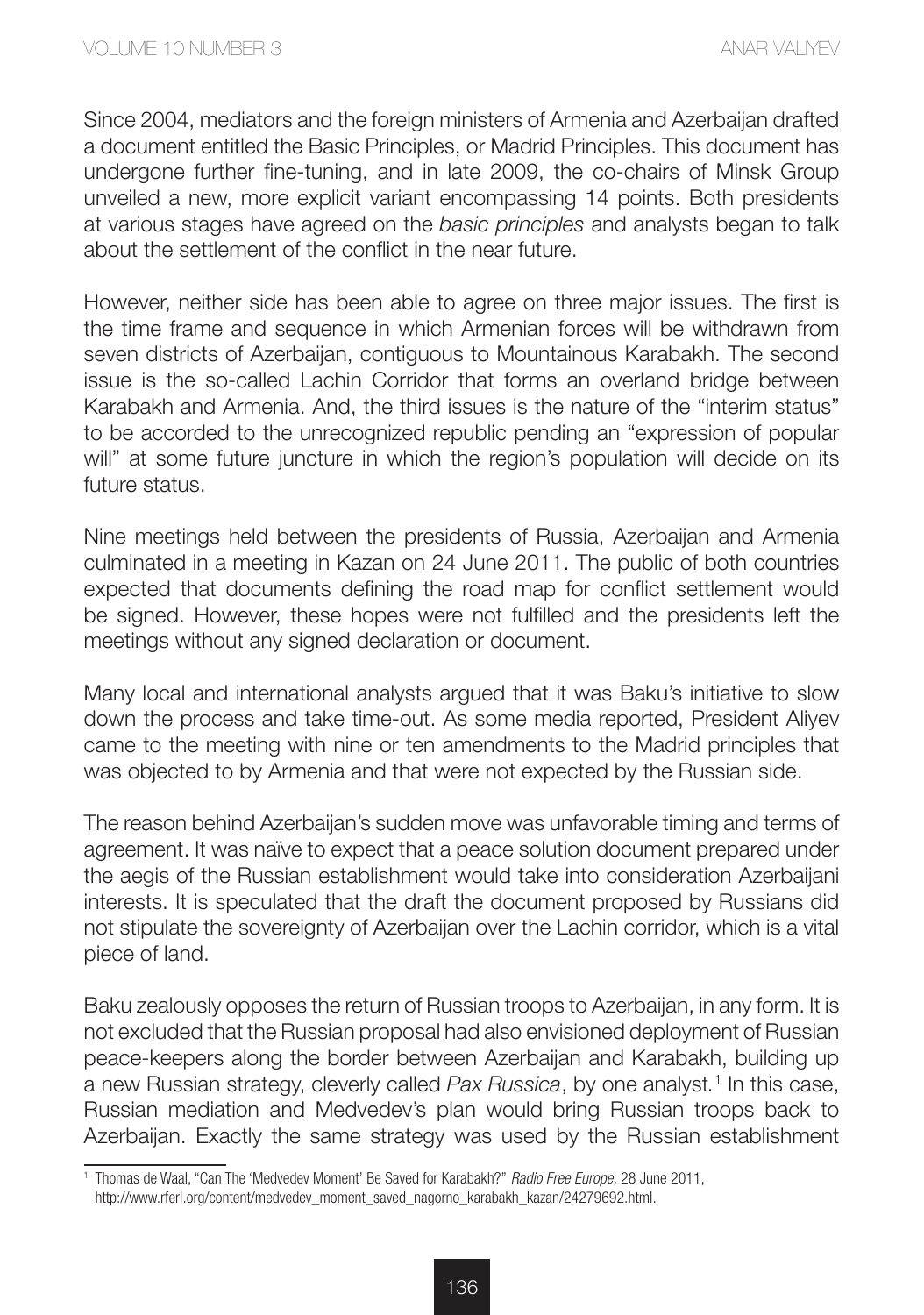Since 2004, mediators and the foreign ministers of Armenia and Azerbaijan drafted a document entitled the Basic Principles, or Madrid Principles. This document has undergone further fine-tuning, and in late 2009, the co-chairs of Minsk Group unveiled a new, more explicit variant encompassing 14 points. Both presidents at various stages have agreed on the *basic principles* and analysts began to talk about the settlement of the conflict in the near future.

However, neither side has been able to agree on three major issues. The first is the time frame and sequence in which Armenian forces will be withdrawn from seven districts of Azerbaijan, contiguous to Mountainous Karabakh. The second issue is the so-called Lachin Corridor that forms an overland bridge between Karabakh and Armenia. And, the third issues is the nature of the "interim status" to be accorded to the unrecognized republic pending an "expression of popular will" at some future juncture in which the region's population will decide on its future status.

Nine meetings held between the presidents of Russia, Azerbaijan and Armenia culminated in a meeting in Kazan on 24 June 2011. The public of both countries expected that documents defining the road map for conflict settlement would be signed. However, these hopes were not fulfilled and the presidents left the meetings without any signed declaration or document.

Many local and international analysts argued that it was Baku's initiative to slow down the process and take time-out. As some media reported, President Aliyev came to the meeting with nine or ten amendments to the Madrid principles that was objected to by Armenia and that were not expected by the Russian side.

The reason behind Azerbaijan's sudden move was unfavorable timing and terms of agreement. It was naïve to expect that a peace solution document prepared under the aegis of the Russian establishment would take into consideration Azerbaijani interests. It is speculated that the draft the document proposed by Russians did not stipulate the sovereignty of Azerbaijan over the Lachin corridor, which is a vital piece of land.

Baku zealously opposes the return of Russian troops to Azerbaijan, in any form. It is not excluded that the Russian proposal had also envisioned deployment of Russian peace-keepers along the border between Azerbaijan and Karabakh, building up a new Russian strategy, cleverly called *Pax Russica*, by one analyst.[1] In this case, Russian mediation and Medvedev's plan would bring Russian troops back to Azerbaijan. Exactly the same strategy was used by the Russian establishment

---

[1] Thomas de Waal, "Can The 'Medvedev Moment' Be Saved for Karabakh?" *Radio Free Europe,* 28 June 2011, http://www.rferl.org/content/medvedev_moment_saved_nagorno_karabakh_kazan/24279692.html.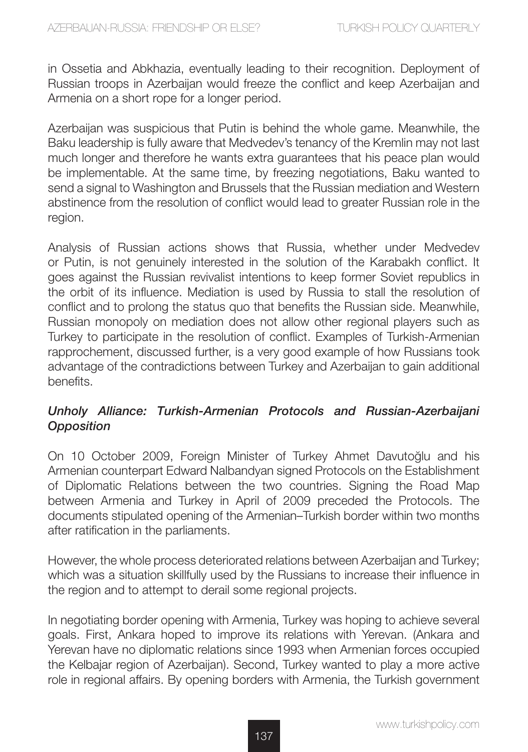in Ossetia and Abkhazia, eventually leading to their recognition. Deployment of Russian troops in Azerbaijan would freeze the conflict and keep Azerbaijan and Armenia on a short rope for a longer period.

Azerbaijan was suspicious that Putin is behind the whole game. Meanwhile, the Baku leadership is fully aware that Medvedev's tenancy of the Kremlin may not last much longer and therefore he wants extra guarantees that his peace plan would be implementable. At the same time, by freezing negotiations, Baku wanted to send a signal to Washington and Brussels that the Russian mediation and Western abstinence from the resolution of conflict would lead to greater Russian role in the region.

Analysis of Russian actions shows that Russia, whether under Medvedev or Putin, is not genuinely interested in the solution of the Karabakh conflict. It goes against the Russian revivalist intentions to keep former Soviet republics in the orbit of its influence. Mediation is used by Russia to stall the resolution of conflict and to prolong the status quo that benefits the Russian side. Meanwhile, Russian monopoly on mediation does not allow other regional players such as Turkey to participate in the resolution of conflict. Examples of Turkish-Armenian rapprochement, discussed further, is a very good example of how Russians took advantage of the contradictions between Turkey and Azerbaijan to gain additional benefits.

### *Unholy Alliance: Turkish-Armenian Protocols and Russian-Azerbaijani Opposition*

On 10 October 2009, Foreign Minister of Turkey Ahmet Davutoğlu and his Armenian counterpart Edward Nalbandyan signed Protocols on the Establishment of Diplomatic Relations between the two countries. Signing the Road Map between Armenia and Turkey in April of 2009 preceded the Protocols. The documents stipulated opening of the Armenian–Turkish border within two months after ratification in the parliaments.

However, the whole process deteriorated relations between Azerbaijan and Turkey; which was a situation skillfully used by the Russians to increase their influence in the region and to attempt to derail some regional projects.

In negotiating border opening with Armenia, Turkey was hoping to achieve several goals. First, Ankara hoped to improve its relations with Yerevan. (Ankara and Yerevan have no diplomatic relations since 1993 when Armenian forces occupied the Kelbajar region of Azerbaijan). Second, Turkey wanted to play a more active role in regional affairs. By opening borders with Armenia, the Turkish government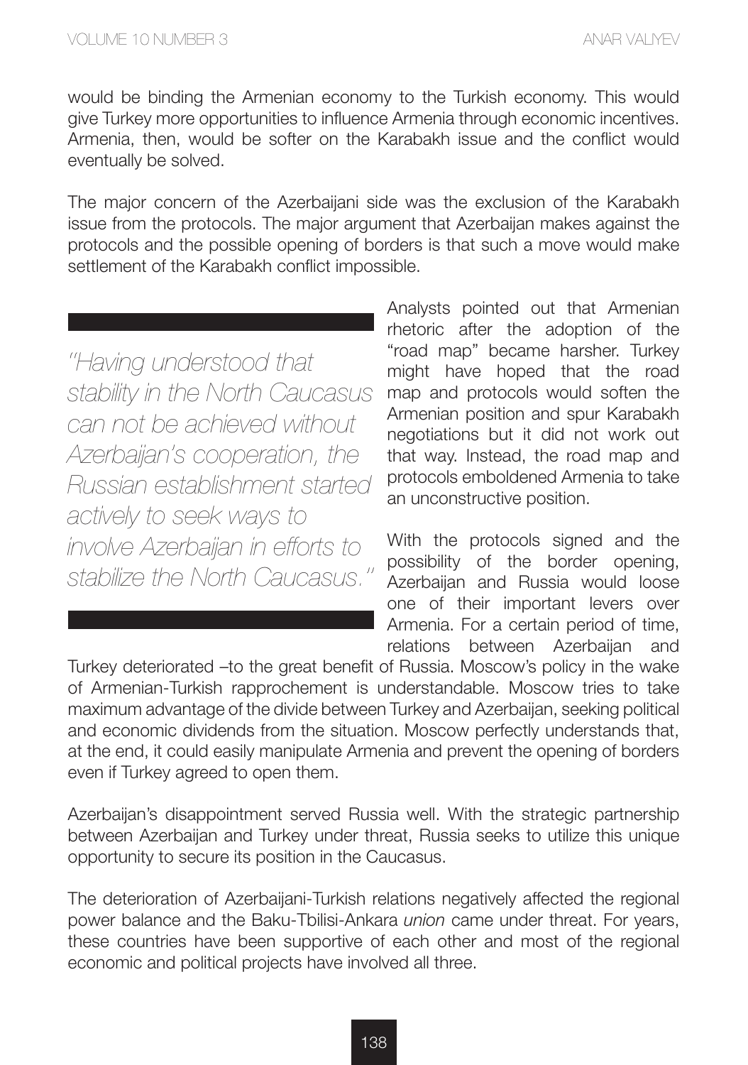would be binding the Armenian economy to the Turkish economy. This would give Turkey more opportunities to influence Armenia through economic incentives. Armenia, then, would be softer on the Karabakh issue and the conflict would eventually be solved.

The major concern of the Azerbaijani side was the exclusion of the Karabakh issue from the protocols. The major argument that Azerbaijan makes against the protocols and the possible opening of borders is that such a move would make settlement of the Karabakh conflict impossible.

*"Having understood that stability in the North Caucasus can not be achieved without Azerbaijan's cooperation, the Russian establishment started actively to seek ways to involve Azerbaijan in efforts to stabilize the North Caucasus."*

Analysts pointed out that Armenian rhetoric after the adoption of the "road map" became harsher. Turkey might have hoped that the road map and protocols would soften the Armenian position and spur Karabakh negotiations but it did not work out that way. Instead, the road map and protocols emboldened Armenia to take an unconstructive position.

With the protocols signed and the possibility of the border opening, Azerbaijan and Russia would loose one of their important levers over Armenia. For a certain period of time, relations between Azerbaijan and Turkey deteriorated –to the great benefit of Russia. Moscow's policy in the wake of Armenian-Turkish rapprochement is understandable. Moscow tries to take maximum advantage of the divide between Turkey and Azerbaijan, seeking political and economic dividends from the situation. Moscow perfectly understands that, at the end, it could easily manipulate Armenia and prevent the opening of borders even if Turkey agreed to open them.

Azerbaijan's disappointment served Russia well. With the strategic partnership between Azerbaijan and Turkey under threat, Russia seeks to utilize this unique opportunity to secure its position in the Caucasus.

The deterioration of Azerbaijani-Turkish relations negatively affected the regional power balance and the Baku-Tbilisi-Ankara *union* came under threat. For years, these countries have been supportive of each other and most of the regional economic and political projects have involved all three.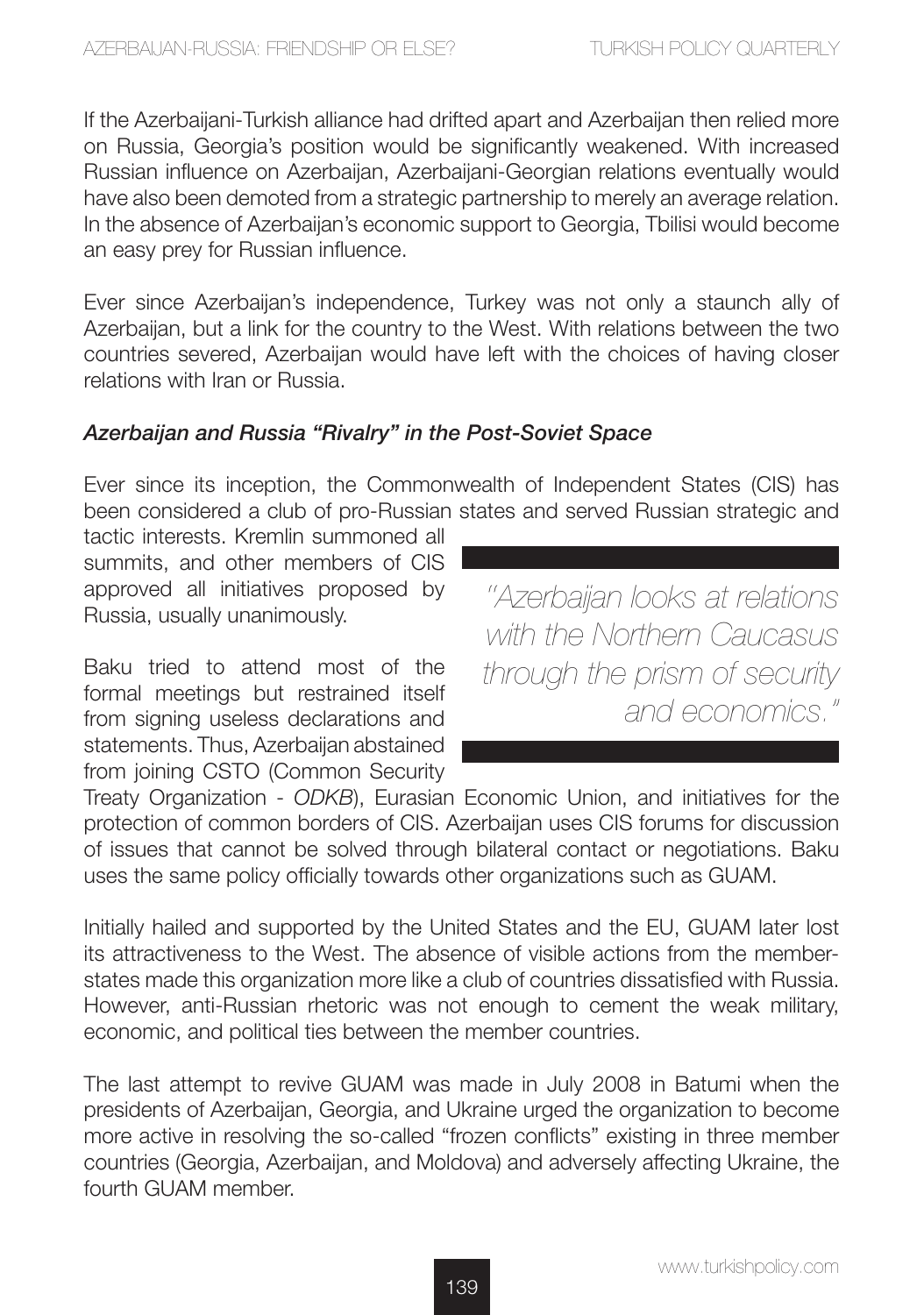If the Azerbaijani-Turkish alliance had drifted apart and Azerbaijan then relied more on Russia, Georgia's position would be significantly weakened. With increased Russian influence on Azerbaijan, Azerbaijani-Georgian relations eventually would have also been demoted from a strategic partnership to merely an average relation. In the absence of Azerbaijan's economic support to Georgia, Tbilisi would become an easy prey for Russian influence.

Ever since Azerbaijan's independence, Turkey was not only a staunch ally of Azerbaijan, but a link for the country to the West. With relations between the two countries severed, Azerbaijan would have left with the choices of having closer relations with Iran or Russia.

### *Azerbaijan and Russia "Rivalry" in the Post-Soviet Space*

Ever since its inception, the Commonwealth of Independent States (CIS) has been considered a club of pro-Russian states and served Russian strategic and tactic interests. Kremlin summoned all summits, and other members of CIS approved all initiatives proposed by Russia, usually unanimously.

> *"Azerbaijan looks at relations with the Northern Caucasus through the prism of security and economics."*

Baku tried to attend most of the formal meetings but restrained itself from signing useless declarations and statements. Thus, Azerbaijan abstained from joining CSTO (Common Security Treaty Organization - *ODKB*), Eurasian Economic Union, and initiatives for the protection of common borders of CIS. Azerbaijan uses CIS forums for discussion of issues that cannot be solved through bilateral contact or negotiations. Baku uses the same policy officially towards other organizations such as GUAM.

Initially hailed and supported by the United States and the EU, GUAM later lost its attractiveness to the West. The absence of visible actions from the member-states made this organization more like a club of countries dissatisfied with Russia. However, anti-Russian rhetoric was not enough to cement the weak military, economic, and political ties between the member countries.

The last attempt to revive GUAM was made in July 2008 in Batumi when the presidents of Azerbaijan, Georgia, and Ukraine urged the organization to become more active in resolving the so-called "frozen conflicts" existing in three member countries (Georgia, Azerbaijan, and Moldova) and adversely affecting Ukraine, the fourth GUAM member.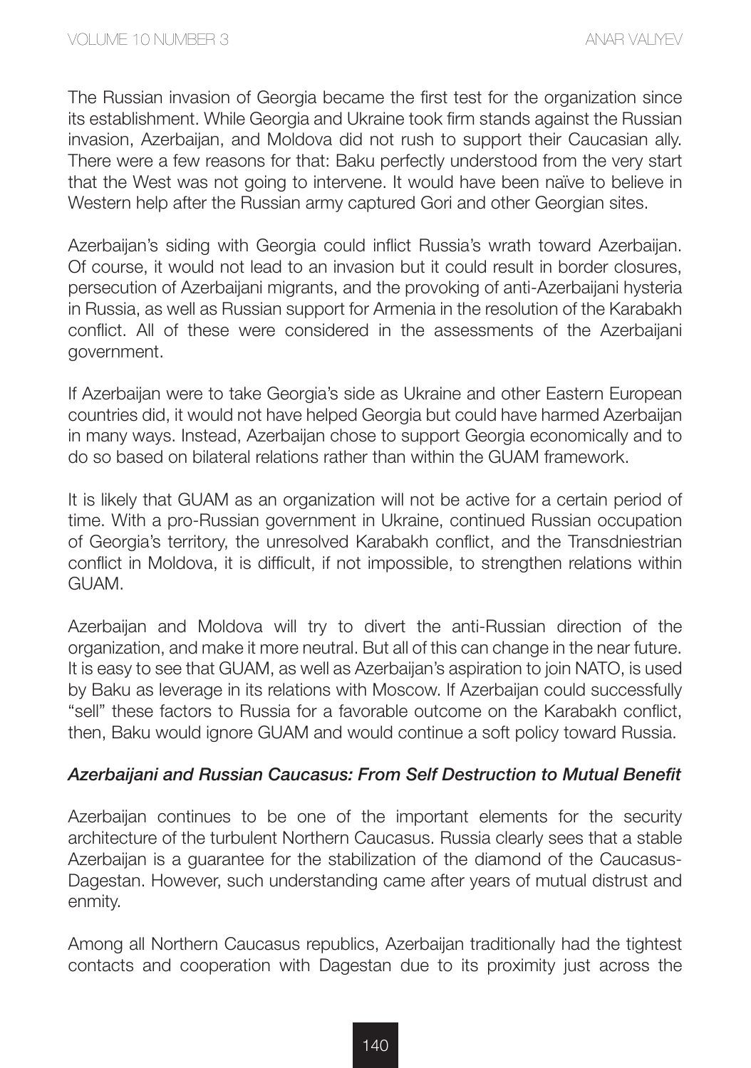The Russian invasion of Georgia became the first test for the organization since its establishment. While Georgia and Ukraine took firm stands against the Russian invasion, Azerbaijan, and Moldova did not rush to support their Caucasian ally. There were a few reasons for that: Baku perfectly understood from the very start that the West was not going to intervene. It would have been naïve to believe in Western help after the Russian army captured Gori and other Georgian sites.

Azerbaijan's siding with Georgia could inflict Russia's wrath toward Azerbaijan. Of course, it would not lead to an invasion but it could result in border closures, persecution of Azerbaijani migrants, and the provoking of anti-Azerbaijani hysteria in Russia, as well as Russian support for Armenia in the resolution of the Karabakh conflict. All of these were considered in the assessments of the Azerbaijani government.

If Azerbaijan were to take Georgia's side as Ukraine and other Eastern European countries did, it would not have helped Georgia but could have harmed Azerbaijan in many ways. Instead, Azerbaijan chose to support Georgia economically and to do so based on bilateral relations rather than within the GUAM framework.

It is likely that GUAM as an organization will not be active for a certain period of time. With a pro-Russian government in Ukraine, continued Russian occupation of Georgia's territory, the unresolved Karabakh conflict, and the Transdniestrian conflict in Moldova, it is difficult, if not impossible, to strengthen relations within GUAM.

Azerbaijan and Moldova will try to divert the anti-Russian direction of the organization, and make it more neutral. But all of this can change in the near future. It is easy to see that GUAM, as well as Azerbaijan's aspiration to join NATO, is used by Baku as leverage in its relations with Moscow. If Azerbaijan could successfully "sell" these factors to Russia for a favorable outcome on the Karabakh conflict, then, Baku would ignore GUAM and would continue a soft policy toward Russia.

### *Azerbaijani and Russian Caucasus: From Self Destruction to Mutual Benefit*

Azerbaijan continues to be one of the important elements for the security architecture of the turbulent Northern Caucasus. Russia clearly sees that a stable Azerbaijan is a guarantee for the stabilization of the diamond of the Caucasus-Dagestan. However, such understanding came after years of mutual distrust and enmity.

Among all Northern Caucasus republics, Azerbaijan traditionally had the tightest contacts and cooperation with Dagestan due to its proximity just across the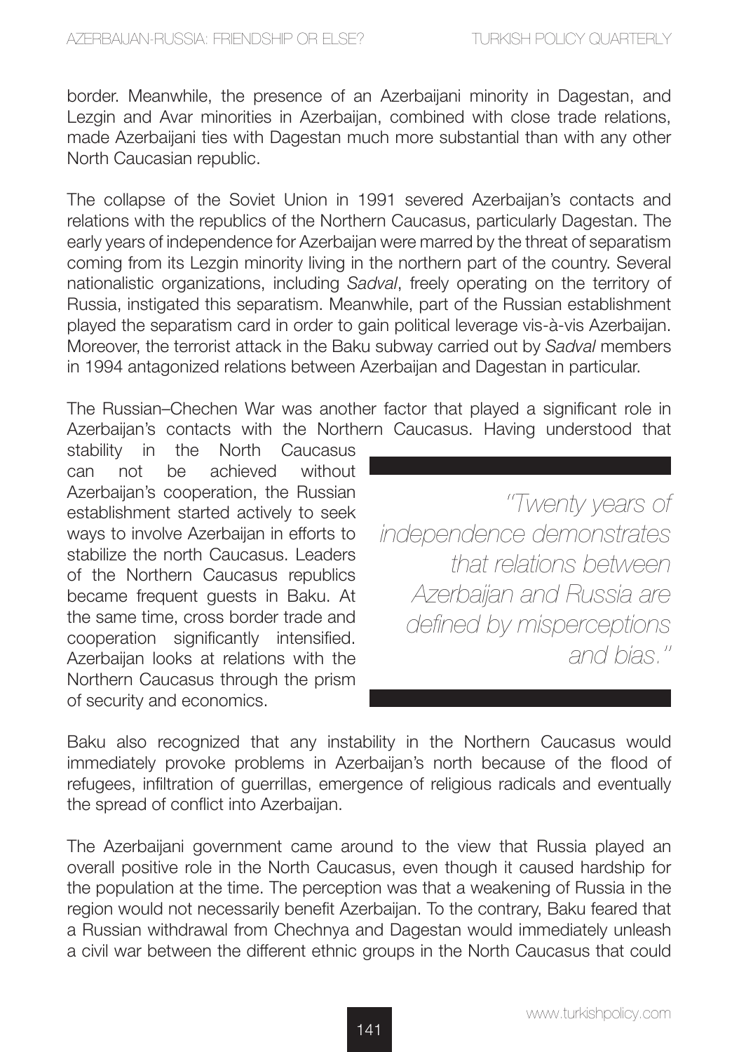border. Meanwhile, the presence of an Azerbaijani minority in Dagestan, and Lezgin and Avar minorities in Azerbaijan, combined with close trade relations, made Azerbaijani ties with Dagestan much more substantial than with any other North Caucasian republic.

The collapse of the Soviet Union in 1991 severed Azerbaijan's contacts and relations with the republics of the Northern Caucasus, particularly Dagestan. The early years of independence for Azerbaijan were marred by the threat of separatism coming from its Lezgin minority living in the northern part of the country. Several nationalistic organizations, including *Sadval*, freely operating on the territory of Russia, instigated this separatism. Meanwhile, part of the Russian establishment played the separatism card in order to gain political leverage vis-à-vis Azerbaijan. Moreover, the terrorist attack in the Baku subway carried out by *Sadval* members in 1994 antagonized relations between Azerbaijan and Dagestan in particular.

The Russian–Chechen War was another factor that played a significant role in Azerbaijan's contacts with the Northern Caucasus. Having understood that stability in the North Caucasus can not be achieved without Azerbaijan's cooperation, the Russian establishment started actively to seek ways to involve Azerbaijan in efforts to stabilize the north Caucasus. Leaders of the Northern Caucasus republics became frequent guests in Baku. At the same time, cross border trade and cooperation significantly intensified. Azerbaijan looks at relations with the Northern Caucasus through the prism of security and economics.

> *"Twenty years of independence demonstrates that relations between Azerbaijan and Russia are defined by misperceptions and bias."*

Baku also recognized that any instability in the Northern Caucasus would immediately provoke problems in Azerbaijan's north because of the flood of refugees, infiltration of guerrillas, emergence of religious radicals and eventually the spread of conflict into Azerbaijan.

The Azerbaijani government came around to the view that Russia played an overall positive role in the North Caucasus, even though it caused hardship for the population at the time. The perception was that a weakening of Russia in the region would not necessarily benefit Azerbaijan. To the contrary, Baku feared that a Russian withdrawal from Chechnya and Dagestan would immediately unleash a civil war between the different ethnic groups in the North Caucasus that could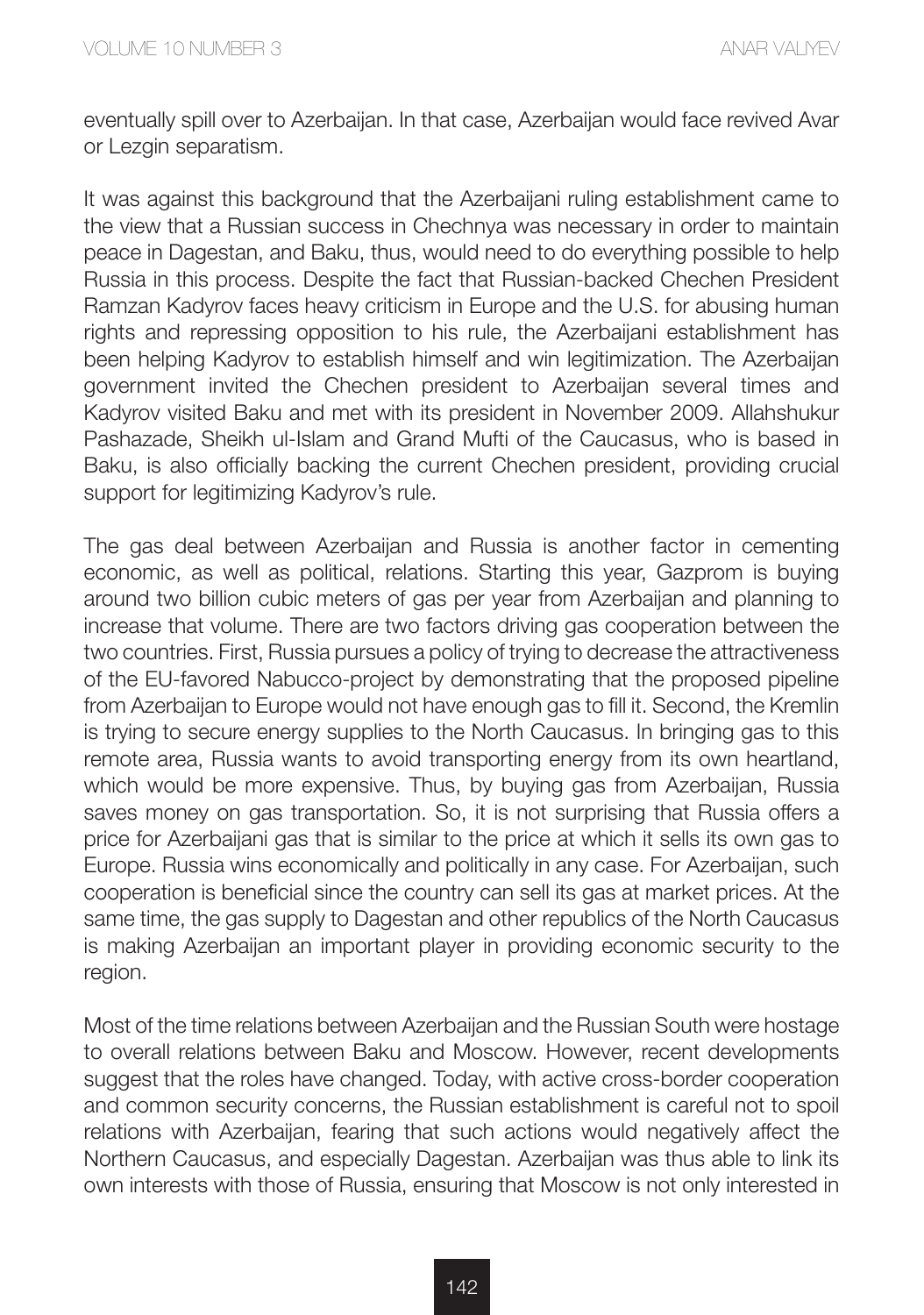eventually spill over to Azerbaijan. In that case, Azerbaijan would face revived Avar or Lezgin separatism.

It was against this background that the Azerbaijani ruling establishment came to the view that a Russian success in Chechnya was necessary in order to maintain peace in Dagestan, and Baku, thus, would need to do everything possible to help Russia in this process. Despite the fact that Russian-backed Chechen President Ramzan Kadyrov faces heavy criticism in Europe and the U.S. for abusing human rights and repressing opposition to his rule, the Azerbaijani establishment has been helping Kadyrov to establish himself and win legitimization. The Azerbaijan government invited the Chechen president to Azerbaijan several times and Kadyrov visited Baku and met with its president in November 2009. Allahshukur Pashazade, Sheikh ul-Islam and Grand Mufti of the Caucasus, who is based in Baku, is also officially backing the current Chechen president, providing crucial support for legitimizing Kadyrov's rule.

The gas deal between Azerbaijan and Russia is another factor in cementing economic, as well as political, relations. Starting this year, Gazprom is buying around two billion cubic meters of gas per year from Azerbaijan and planning to increase that volume. There are two factors driving gas cooperation between the two countries. First, Russia pursues a policy of trying to decrease the attractiveness of the EU-favored Nabucco-project by demonstrating that the proposed pipeline from Azerbaijan to Europe would not have enough gas to fill it. Second, the Kremlin is trying to secure energy supplies to the North Caucasus. In bringing gas to this remote area, Russia wants to avoid transporting energy from its own heartland, which would be more expensive. Thus, by buying gas from Azerbaijan, Russia saves money on gas transportation. So, it is not surprising that Russia offers a price for Azerbaijani gas that is similar to the price at which it sells its own gas to Europe. Russia wins economically and politically in any case. For Azerbaijan, such cooperation is beneficial since the country can sell its gas at market prices. At the same time, the gas supply to Dagestan and other republics of the North Caucasus is making Azerbaijan an important player in providing economic security to the region.

Most of the time relations between Azerbaijan and the Russian South were hostage to overall relations between Baku and Moscow. However, recent developments suggest that the roles have changed. Today, with active cross-border cooperation and common security concerns, the Russian establishment is careful not to spoil relations with Azerbaijan, fearing that such actions would negatively affect the Northern Caucasus, and especially Dagestan. Azerbaijan was thus able to link its own interests with those of Russia, ensuring that Moscow is not only interested in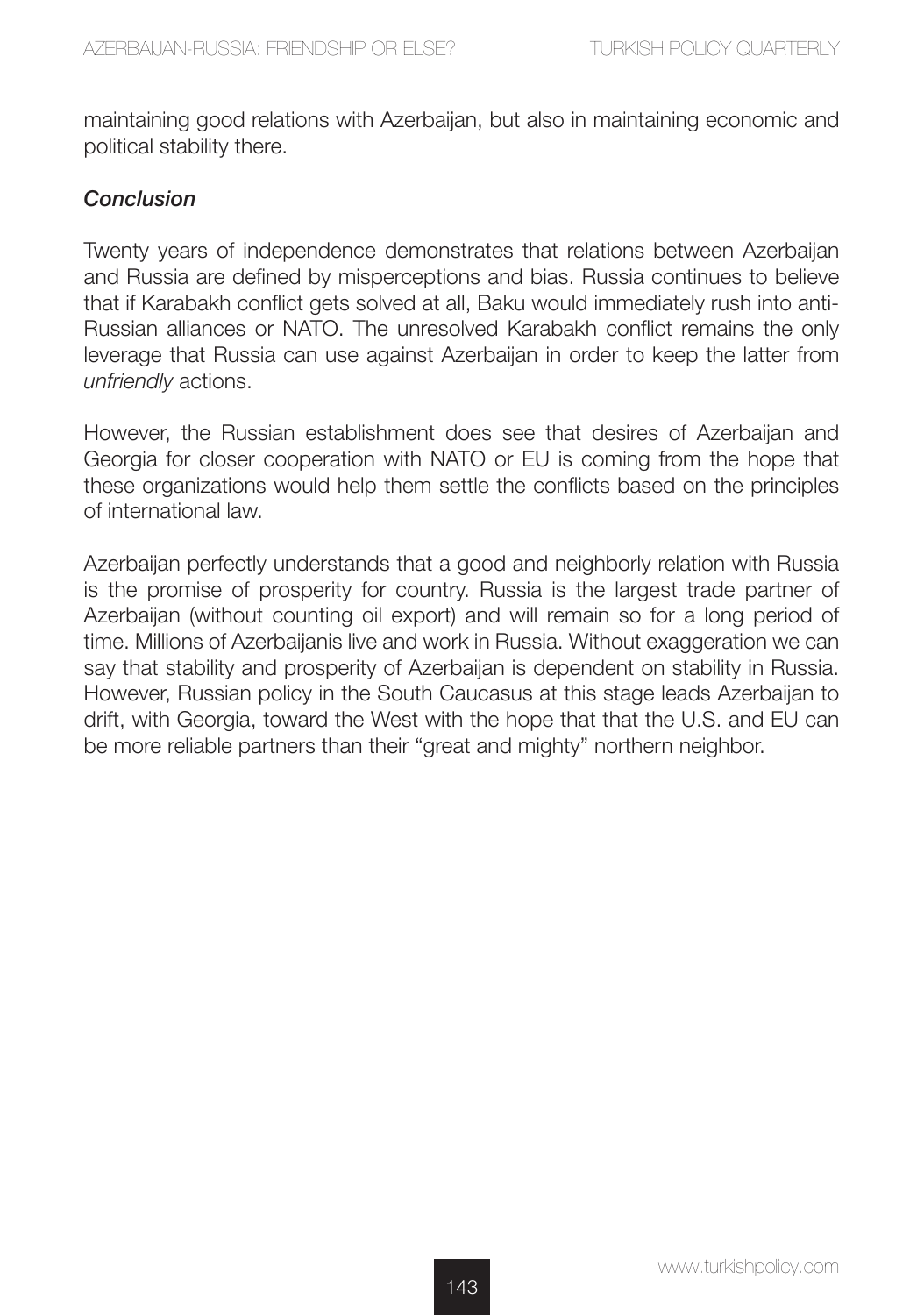maintaining good relations with Azerbaijan, but also in maintaining economic and political stability there.

### *Conclusion*

Twenty years of independence demonstrates that relations between Azerbaijan and Russia are defined by misperceptions and bias. Russia continues to believe that if Karabakh conflict gets solved at all, Baku would immediately rush into anti-Russian alliances or NATO. The unresolved Karabakh conflict remains the only leverage that Russia can use against Azerbaijan in order to keep the latter from *unfriendly* actions.

However, the Russian establishment does see that desires of Azerbaijan and Georgia for closer cooperation with NATO or EU is coming from the hope that these organizations would help them settle the conflicts based on the principles of international law.

Azerbaijan perfectly understands that a good and neighborly relation with Russia is the promise of prosperity for country. Russia is the largest trade partner of Azerbaijan (without counting oil export) and will remain so for a long period of time. Millions of Azerbaijanis live and work in Russia. Without exaggeration we can say that stability and prosperity of Azerbaijan is dependent on stability in Russia. However, Russian policy in the South Caucasus at this stage leads Azerbaijan to drift, with Georgia, toward the West with the hope that that the U.S. and EU can be more reliable partners than their "great and mighty" northern neighbor.